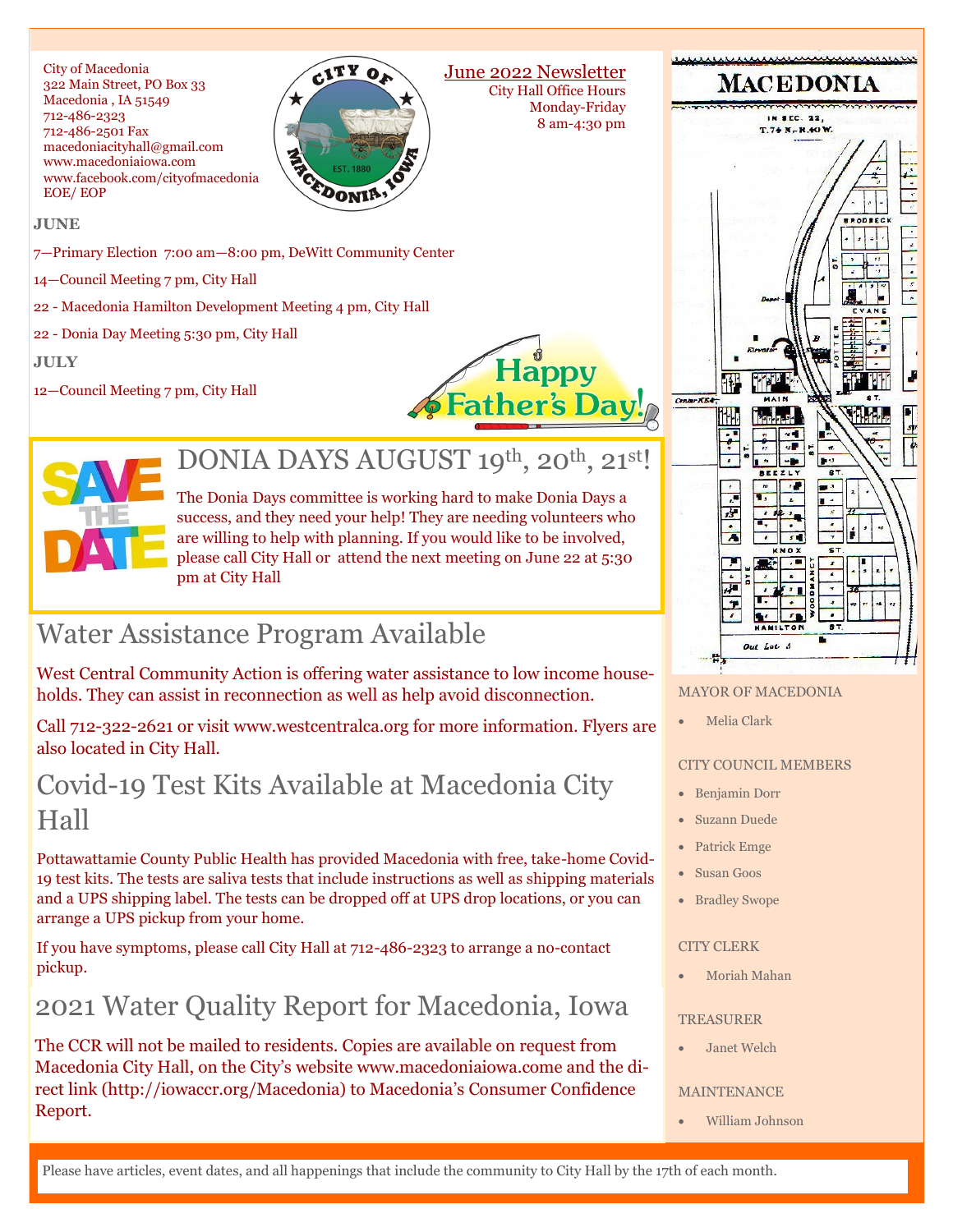City of Macedonia
322 Main Street, PO Box 33
Macedonia , IA 51549
712-486-2323
712-486-2501 Fax
macedoniacityhall@gmail.com
www.macedoniaiowa.com
www.facebook.com/cityofmacedonia
EOE/ EOP

June 2022 Newsletter
City Hall Office Hours
Monday-Friday
8 am-4:30 pm

**JUNE**

7—Primary Election 7:00 am—8:00 pm, DeWitt Community Center

14—Council Meeting 7 pm, City Hall

22 - Macedonia Hamilton Development Meeting 4 pm, City Hall

22 - Donia Day Meeting 5:30 pm, City Hall

**JULY**

12—Council Meeting 7 pm, City Hall

Happy Father's Day!

## DONIA DAYS AUGUST 19th, 20th, 21st!

SAVE THE DATE

The Donia Days committee is working hard to make Donia Days a success, and they need your help! They are needing volunteers who are willing to help with planning. If you would like to be involved, please call City Hall or attend the next meeting on June 22 at 5:30 pm at City Hall

## Water Assistance Program Available

West Central Community Action is offering water assistance to low income households. They can assist in reconnection as well as help avoid disconnection.

Call 712-322-2621 or visit www.westcentralca.org for more information. Flyers are also located in City Hall.

## Covid-19 Test Kits Available at Macedonia City Hall

Pottawattamie County Public Health has provided Macedonia with free, take-home Covid-19 test kits. The tests are saliva tests that include instructions as well as shipping materials and a UPS shipping label. The tests can be dropped off at UPS drop locations, or you can arrange a UPS pickup from your home.

If you have symptoms, please call City Hall at 712-486-2323 to arrange a no-contact pickup.

## 2021 Water Quality Report for Macedonia, Iowa

The CCR will not be mailed to residents. Copies are available on request from Macedonia City Hall, on the City's website www.macedoniaiowa.come and the direct link (http://iowaccr.org/Macedonia) to Macedonia's Consumer Confidence Report.

MAYOR OF MACEDONIA

- Melia Clark

CITY COUNCIL MEMBERS

- Benjamin Dorr
- Suzann Duede
- Patrick Emge
- Susan Goos
- Bradley Swope

CITY CLERK

- Moriah Mahan

TREASURER

- Janet Welch

MAINTENANCE

- William Johnson

Please have articles, event dates, and all happenings that include the community to City Hall by the 17th of each month.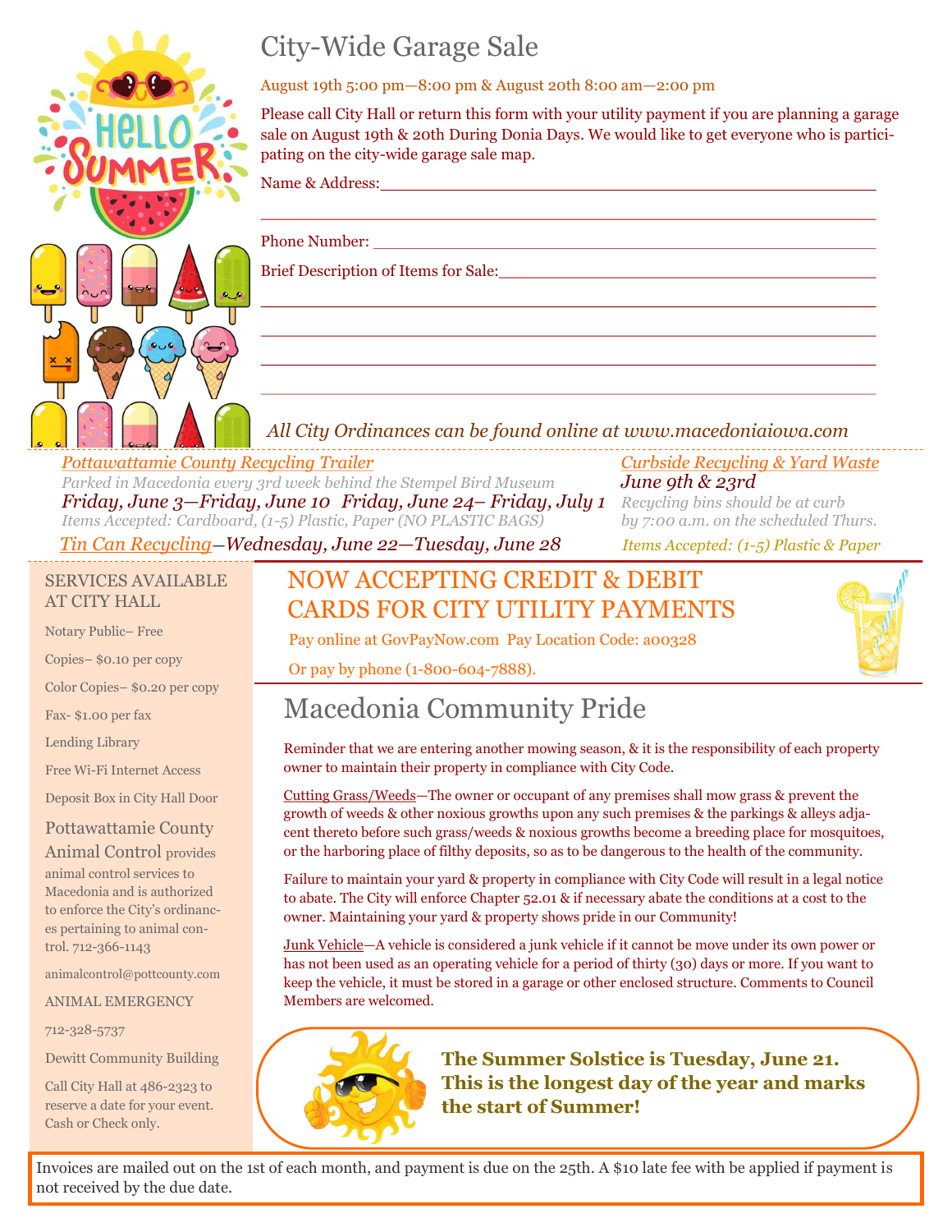# City-Wide Garage Sale

August 19th 5:00 pm—8:00 pm & August 20th 8:00 am—2:00 pm

Please call City Hall or return this form with your utility payment if you are planning a garage sale on August 19th & 20th During Donia Days. We would like to get everyone who is participating on the city-wide garage sale map.

Name & Address:\_\_\_\_\_\_\_\_\_\_\_\_\_\_\_\_\_\_\_\_\_\_\_\_\_\_\_\_\_\_\_\_\_\_\_\_\_\_\_\_

\_\_\_\_\_\_\_\_\_\_\_\_\_\_\_\_\_\_\_\_\_\_\_\_\_\_\_\_\_\_\_\_\_\_\_\_\_\_\_\_\_\_\_\_\_\_\_\_\_\_\_\_

Phone Number: \_\_\_\_\_\_\_\_\_\_\_\_\_\_\_\_\_\_\_\_\_\_\_\_\_\_\_\_\_\_\_\_\_\_\_\_\_\_\_\_

Brief Description of Items for Sale:\_\_\_\_\_\_\_\_\_\_\_\_\_\_\_\_\_\_\_\_\_\_\_\_\_\_\_\_

\_\_\_\_\_\_\_\_\_\_\_\_\_\_\_\_\_\_\_\_\_\_\_\_\_\_\_\_\_\_\_\_\_\_\_\_\_\_\_\_\_\_\_\_\_\_\_\_\_\_\_\_

\_\_\_\_\_\_\_\_\_\_\_\_\_\_\_\_\_\_\_\_\_\_\_\_\_\_\_\_\_\_\_\_\_\_\_\_\_\_\_\_\_\_\_\_\_\_\_\_\_\_\_\_

\_\_\_\_\_\_\_\_\_\_\_\_\_\_\_\_\_\_\_\_\_\_\_\_\_\_\_\_\_\_\_\_\_\_\_\_\_\_\_\_\_\_\_\_\_\_\_\_\_\_\_\_

\_\_\_\_\_\_\_\_\_\_\_\_\_\_\_\_\_\_\_\_\_\_\_\_\_\_\_\_\_\_\_\_\_\_\_\_\_\_\_\_\_\_\_\_\_\_\_\_\_\_\_\_

*All City Ordinances can be found online at www.macedoniaiowa.com*

---

*Pottawattamie County Recycling Trailer*

*Parked in Macedonia every 3rd week behind the Stempel Bird Museum*

***Friday, June 3—Friday, June 10  Friday, June 24– Friday, July 1***

*Items Accepted: Cardboard, (1-5) Plastic, Paper (NO PLASTIC BAGS)*

*Tin Can Recycling—Wednesday, June 22—Tuesday, June 28*

*Curbside Recycling & Yard Waste*

***June 9th & 23rd***

*Recycling bins should be at curb by 7:00 a.m. on the scheduled Thurs.*

*Items Accepted: (1-5) Plastic & Paper*

---

## SERVICES AVAILABLE AT CITY HALL

Notary Public– Free

Copies– $0.10 per copy

Color Copies– $0.20 per copy

Fax- $1.00 per fax

Lending Library

Free Wi-Fi Internet Access

Deposit Box in City Hall Door

**Pottawattamie County Animal Control** provides animal control services to Macedonia and is authorized to enforce the City's ordinances pertaining to animal control. 712-366-1143

animalcontrol@pottcounty.com

ANIMAL EMERGENCY

712-328-5737

Dewitt Community Building

Call City Hall at 486-2323 to reserve a date for your event. Cash or Check only.

## NOW ACCEPTING CREDIT & DEBIT CARDS FOR CITY UTILITY PAYMENTS

Pay online at GovPayNow.com  Pay Location Code: a00328

Or pay by phone (1-800-604-7888).

# Macedonia Community Pride

Reminder that we are entering another mowing season, & it is the responsibility of each property owner to maintain their property in compliance with City Code.

Cutting Grass/Weeds—The owner or occupant of any premises shall mow grass & prevent the growth of weeds & other noxious growths upon any such premises & the parkings & alleys adjacent thereto before such grass/weeds & noxious growths become a breeding place for mosquitoes, or the harboring place of filthy deposits, so as to be dangerous to the health of the community.

Failure to maintain your yard & property in compliance with City Code will result in a legal notice to abate. The City will enforce Chapter 52.01 & if necessary abate the conditions at a cost to the owner. Maintaining your yard & property shows pride in our Community!

Junk Vehicle—A vehicle is considered a junk vehicle if it cannot be move under its own power or has not been used as an operating vehicle for a period of thirty (30) days or more. If you want to keep the vehicle, it must be stored in a garage or other enclosed structure. Comments to Council Members are welcomed.

**The Summer Solstice is Tuesday, June 21. This is the longest day of the year and marks the start of Summer!**

Invoices are mailed out on the 1st of each month, and payment is due on the 25th. A $10 late fee with be applied if payment is not received by the due date.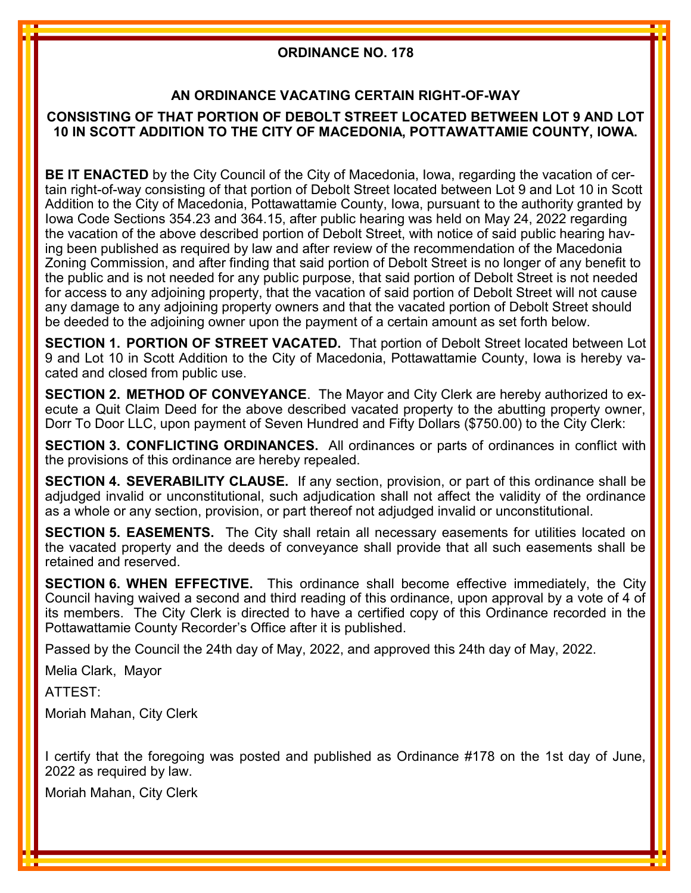# ORDINANCE NO. 178

## AN ORDINANCE VACATING CERTAIN RIGHT-OF-WAY

## CONSISTING OF THAT PORTION OF DEBOLT STREET LOCATED BETWEEN LOT 9 AND LOT 10 IN SCOTT ADDITION TO THE CITY OF MACEDONIA, POTTAWATTAMIE COUNTY, IOWA.

**BE IT ENACTED** by the City Council of the City of Macedonia, Iowa, regarding the vacation of certain right-of-way consisting of that portion of Debolt Street located between Lot 9 and Lot 10 in Scott Addition to the City of Macedonia, Pottawattamie County, Iowa, pursuant to the authority granted by Iowa Code Sections 354.23 and 364.15, after public hearing was held on May 24, 2022 regarding the vacation of the above described portion of Debolt Street, with notice of said public hearing having been published as required by law and after review of the recommendation of the Macedonia Zoning Commission, and after finding that said portion of Debolt Street is no longer of any benefit to the public and is not needed for any public purpose, that said portion of Debolt Street is not needed for access to any adjoining property, that the vacation of said portion of Debolt Street will not cause any damage to any adjoining property owners and that the vacated portion of Debolt Street should be deeded to the adjoining owner upon the payment of a certain amount as set forth below.

**SECTION 1. PORTION OF STREET VACATED.** That portion of Debolt Street located between Lot 9 and Lot 10 in Scott Addition to the City of Macedonia, Pottawattamie County, Iowa is hereby vacated and closed from public use.

**SECTION 2. METHOD OF CONVEYANCE**. The Mayor and City Clerk are hereby authorized to execute a Quit Claim Deed for the above described vacated property to the abutting property owner, Dorr To Door LLC, upon payment of Seven Hundred and Fifty Dollars ($750.00) to the City Clerk:

**SECTION 3. CONFLICTING ORDINANCES.** All ordinances or parts of ordinances in conflict with the provisions of this ordinance are hereby repealed.

**SECTION 4. SEVERABILITY CLAUSE.** If any section, provision, or part of this ordinance shall be adjudged invalid or unconstitutional, such adjudication shall not affect the validity of the ordinance as a whole or any section, provision, or part thereof not adjudged invalid or unconstitutional.

**SECTION 5. EASEMENTS.** The City shall retain all necessary easements for utilities located on the vacated property and the deeds of conveyance shall provide that all such easements shall be retained and reserved.

**SECTION 6. WHEN EFFECTIVE.** This ordinance shall become effective immediately, the City Council having waived a second and third reading of this ordinance, upon approval by a vote of 4 of its members. The City Clerk is directed to have a certified copy of this Ordinance recorded in the Pottawattamie County Recorder's Office after it is published.

Passed by the Council the 24th day of May, 2022, and approved this 24th day of May, 2022.

Melia Clark, Mayor

ATTEST:

Moriah Mahan, City Clerk

I certify that the foregoing was posted and published as Ordinance #178 on the 1st day of June, 2022 as required by law.

Moriah Mahan, City Clerk